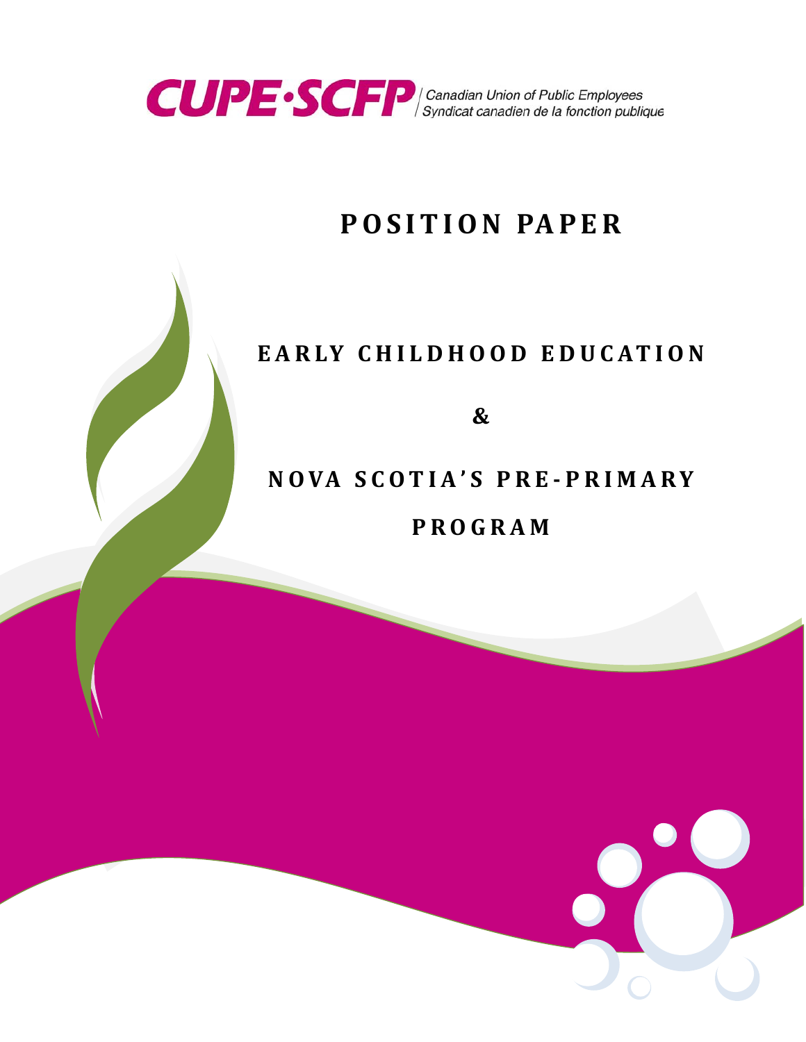CUPE·SCFP

Canadian Union of Public Employees
Syndicat canadien de la fonction publique

# POSITION PAPER

## EARLY CHILDHOOD EDUCATION

## &

## NOVA SCOTIA'S PRE-PRIMARY PROGRAM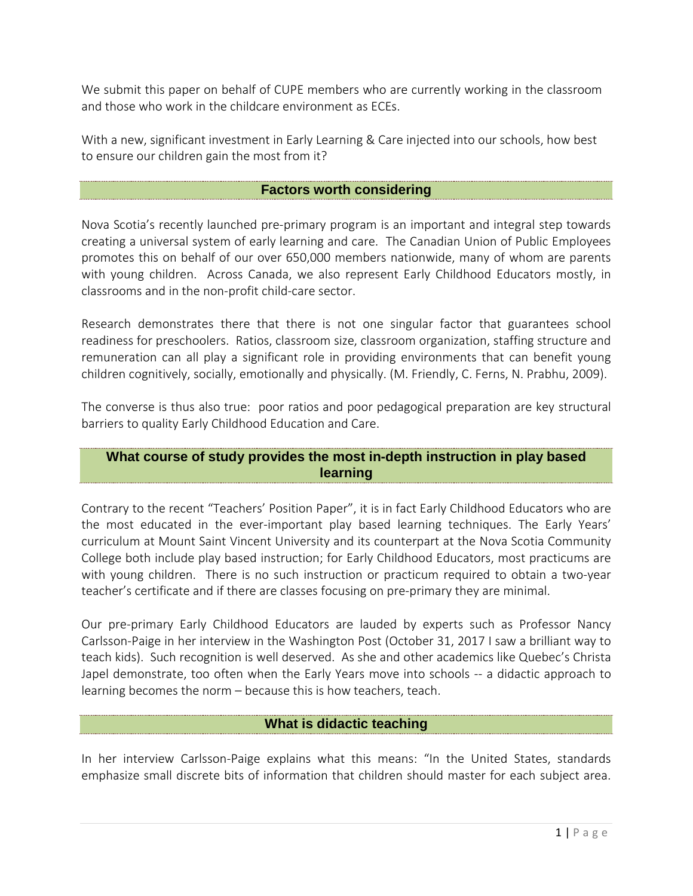We submit this paper on behalf of CUPE members who are currently working in the classroom and those who work in the childcare environment as ECEs.

With a new, significant investment in Early Learning & Care injected into our schools, how best to ensure our children gain the most from it?

## Factors worth considering

Nova Scotia's recently launched pre-primary program is an important and integral step towards creating a universal system of early learning and care. The Canadian Union of Public Employees promotes this on behalf of our over 650,000 members nationwide, many of whom are parents with young children. Across Canada, we also represent Early Childhood Educators mostly, in classrooms and in the non-profit child-care sector.

Research demonstrates there that there is not one singular factor that guarantees school readiness for preschoolers. Ratios, classroom size, classroom organization, staffing structure and remuneration can all play a significant role in providing environments that can benefit young children cognitively, socially, emotionally and physically. (M. Friendly, C. Ferns, N. Prabhu, 2009).

The converse is thus also true: poor ratios and poor pedagogical preparation are key structural barriers to quality Early Childhood Education and Care.

## What course of study provides the most in-depth instruction in play based learning

Contrary to the recent "Teachers' Position Paper", it is in fact Early Childhood Educators who are the most educated in the ever-important play based learning techniques. The Early Years' curriculum at Mount Saint Vincent University and its counterpart at the Nova Scotia Community College both include play based instruction; for Early Childhood Educators, most practicums are with young children. There is no such instruction or practicum required to obtain a two-year teacher's certificate and if there are classes focusing on pre-primary they are minimal.

Our pre-primary Early Childhood Educators are lauded by experts such as Professor Nancy Carlsson-Paige in her interview in the Washington Post (October 31, 2017 I saw a brilliant way to teach kids). Such recognition is well deserved. As she and other academics like Quebec's Christa Japel demonstrate, too often when the Early Years move into schools -- a didactic approach to learning becomes the norm – because this is how teachers, teach.

## What is didactic teaching

In her interview Carlsson-Paige explains what this means: "In the United States, standards emphasize small discrete bits of information that children should master for each subject area.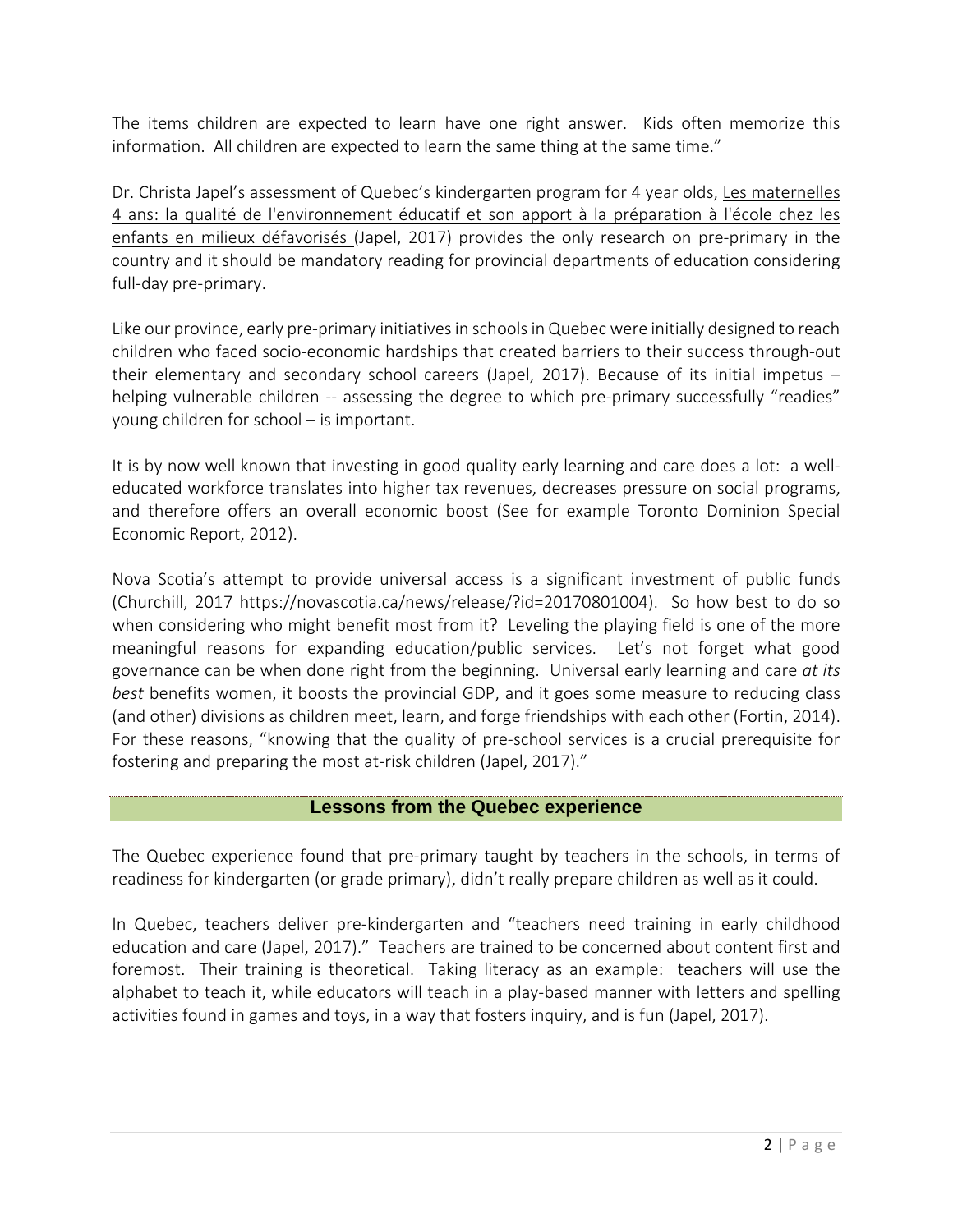The items children are expected to learn have one right answer. Kids often memorize this information. All children are expected to learn the same thing at the same time."

Dr. Christa Japel's assessment of Quebec's kindergarten program for 4 year olds, Les maternelles 4 ans: la qualité de l'environnement éducatif et son apport à la préparation à l'école chez les enfants en milieux défavorisés (Japel, 2017) provides the only research on pre-primary in the country and it should be mandatory reading for provincial departments of education considering full-day pre-primary.

Like our province, early pre-primary initiatives in schools in Quebec were initially designed to reach children who faced socio-economic hardships that created barriers to their success through-out their elementary and secondary school careers (Japel, 2017). Because of its initial impetus – helping vulnerable children -- assessing the degree to which pre-primary successfully "readies" young children for school – is important.

It is by now well known that investing in good quality early learning and care does a lot: a well-educated workforce translates into higher tax revenues, decreases pressure on social programs, and therefore offers an overall economic boost (See for example Toronto Dominion Special Economic Report, 2012).

Nova Scotia's attempt to provide universal access is a significant investment of public funds (Churchill, 2017 https://novascotia.ca/news/release/?id=20170801004). So how best to do so when considering who might benefit most from it? Leveling the playing field is one of the more meaningful reasons for expanding education/public services. Let's not forget what good governance can be when done right from the beginning. Universal early learning and care *at its best* benefits women, it boosts the provincial GDP, and it goes some measure to reducing class (and other) divisions as children meet, learn, and forge friendships with each other (Fortin, 2014). For these reasons, "knowing that the quality of pre-school services is a crucial prerequisite for fostering and preparing the most at-risk children (Japel, 2017)."

## Lessons from the Quebec experience

The Quebec experience found that pre-primary taught by teachers in the schools, in terms of readiness for kindergarten (or grade primary), didn't really prepare children as well as it could.

In Quebec, teachers deliver pre-kindergarten and "teachers need training in early childhood education and care (Japel, 2017)." Teachers are trained to be concerned about content first and foremost. Their training is theoretical. Taking literacy as an example: teachers will use the alphabet to teach it, while educators will teach in a play-based manner with letters and spelling activities found in games and toys, in a way that fosters inquiry, and is fun (Japel, 2017).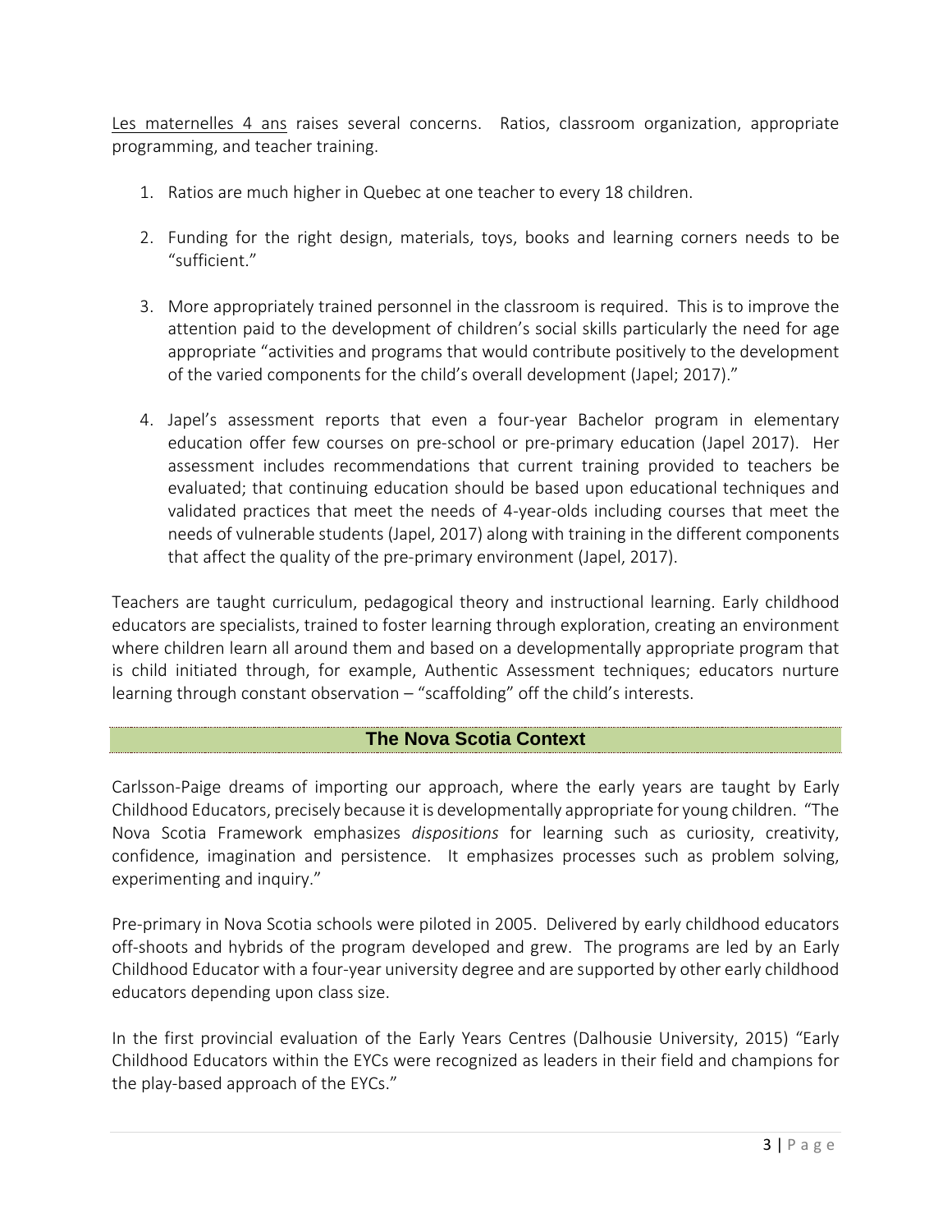Les maternelles 4 ans raises several concerns. Ratios, classroom organization, appropriate programming, and teacher training.

1. Ratios are much higher in Quebec at one teacher to every 18 children.

2. Funding for the right design, materials, toys, books and learning corners needs to be "sufficient."

3. More appropriately trained personnel in the classroom is required. This is to improve the attention paid to the development of children's social skills particularly the need for age appropriate "activities and programs that would contribute positively to the development of the varied components for the child's overall development (Japel; 2017)."

4. Japel's assessment reports that even a four-year Bachelor program in elementary education offer few courses on pre-school or pre-primary education (Japel 2017). Her assessment includes recommendations that current training provided to teachers be evaluated; that continuing education should be based upon educational techniques and validated practices that meet the needs of 4-year-olds including courses that meet the needs of vulnerable students (Japel, 2017) along with training in the different components that affect the quality of the pre-primary environment (Japel, 2017).

Teachers are taught curriculum, pedagogical theory and instructional learning. Early childhood educators are specialists, trained to foster learning through exploration, creating an environment where children learn all around them and based on a developmentally appropriate program that is child initiated through, for example, Authentic Assessment techniques; educators nurture learning through constant observation – "scaffolding" off the child's interests.

## The Nova Scotia Context

Carlsson-Paige dreams of importing our approach, where the early years are taught by Early Childhood Educators, precisely because it is developmentally appropriate for young children. "The Nova Scotia Framework emphasizes *dispositions* for learning such as curiosity, creativity, confidence, imagination and persistence. It emphasizes processes such as problem solving, experimenting and inquiry."

Pre-primary in Nova Scotia schools were piloted in 2005. Delivered by early childhood educators off-shoots and hybrids of the program developed and grew. The programs are led by an Early Childhood Educator with a four-year university degree and are supported by other early childhood educators depending upon class size.

In the first provincial evaluation of the Early Years Centres (Dalhousie University, 2015) "Early Childhood Educators within the EYCs were recognized as leaders in their field and champions for the play-based approach of the EYCs."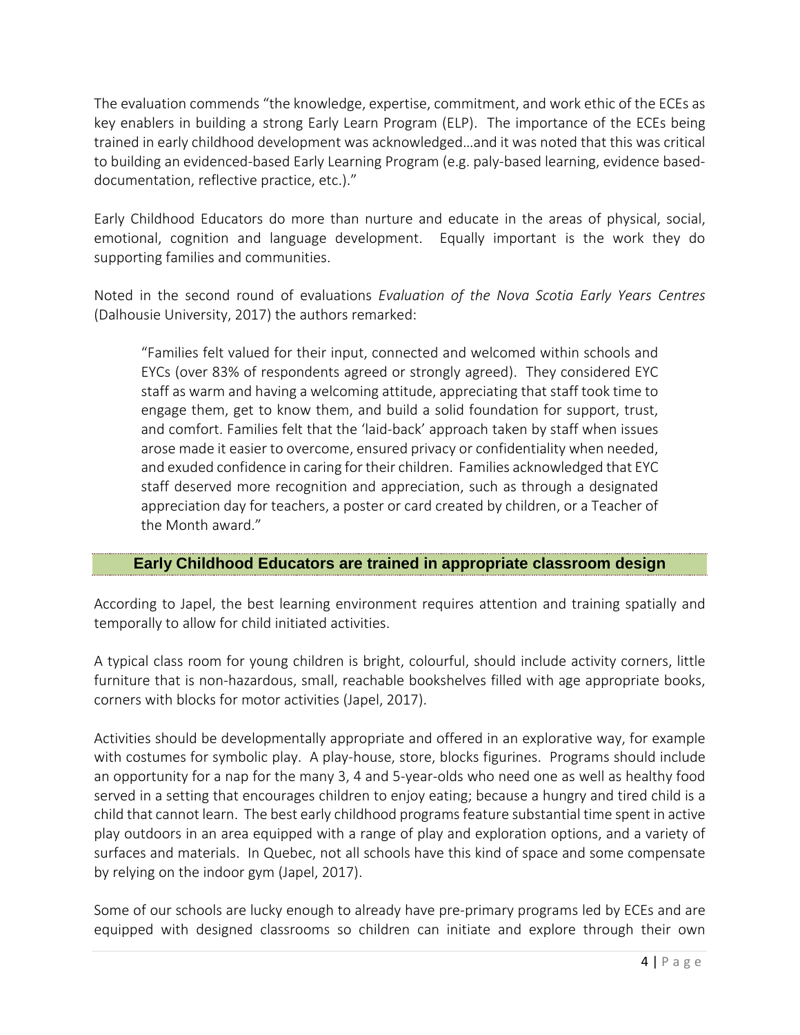The evaluation commends "the knowledge, expertise, commitment, and work ethic of the ECEs as key enablers in building a strong Early Learn Program (ELP). The importance of the ECEs being trained in early childhood development was acknowledged…and it was noted that this was critical to building an evidenced-based Early Learning Program (e.g. paly-based learning, evidence based-documentation, reflective practice, etc.)."

Early Childhood Educators do more than nurture and educate in the areas of physical, social, emotional, cognition and language development. Equally important is the work they do supporting families and communities.

Noted in the second round of evaluations *Evaluation of the Nova Scotia Early Years Centres* (Dalhousie University, 2017) the authors remarked:

> "Families felt valued for their input, connected and welcomed within schools and EYCs (over 83% of respondents agreed or strongly agreed). They considered EYC staff as warm and having a welcoming attitude, appreciating that staff took time to engage them, get to know them, and build a solid foundation for support, trust, and comfort. Families felt that the 'laid-back' approach taken by staff when issues arose made it easier to overcome, ensured privacy or confidentiality when needed, and exuded confidence in caring for their children. Families acknowledged that EYC staff deserved more recognition and appreciation, such as through a designated appreciation day for teachers, a poster or card created by children, or a Teacher of the Month award."

## Early Childhood Educators are trained in appropriate classroom design

According to Japel, the best learning environment requires attention and training spatially and temporally to allow for child initiated activities.

A typical class room for young children is bright, colourful, should include activity corners, little furniture that is non-hazardous, small, reachable bookshelves filled with age appropriate books, corners with blocks for motor activities (Japel, 2017).

Activities should be developmentally appropriate and offered in an explorative way, for example with costumes for symbolic play. A play-house, store, blocks figurines. Programs should include an opportunity for a nap for the many 3, 4 and 5-year-olds who need one as well as healthy food served in a setting that encourages children to enjoy eating; because a hungry and tired child is a child that cannot learn. The best early childhood programs feature substantial time spent in active play outdoors in an area equipped with a range of play and exploration options, and a variety of surfaces and materials. In Quebec, not all schools have this kind of space and some compensate by relying on the indoor gym (Japel, 2017).

Some of our schools are lucky enough to already have pre-primary programs led by ECEs and are equipped with designed classrooms so children can initiate and explore through their own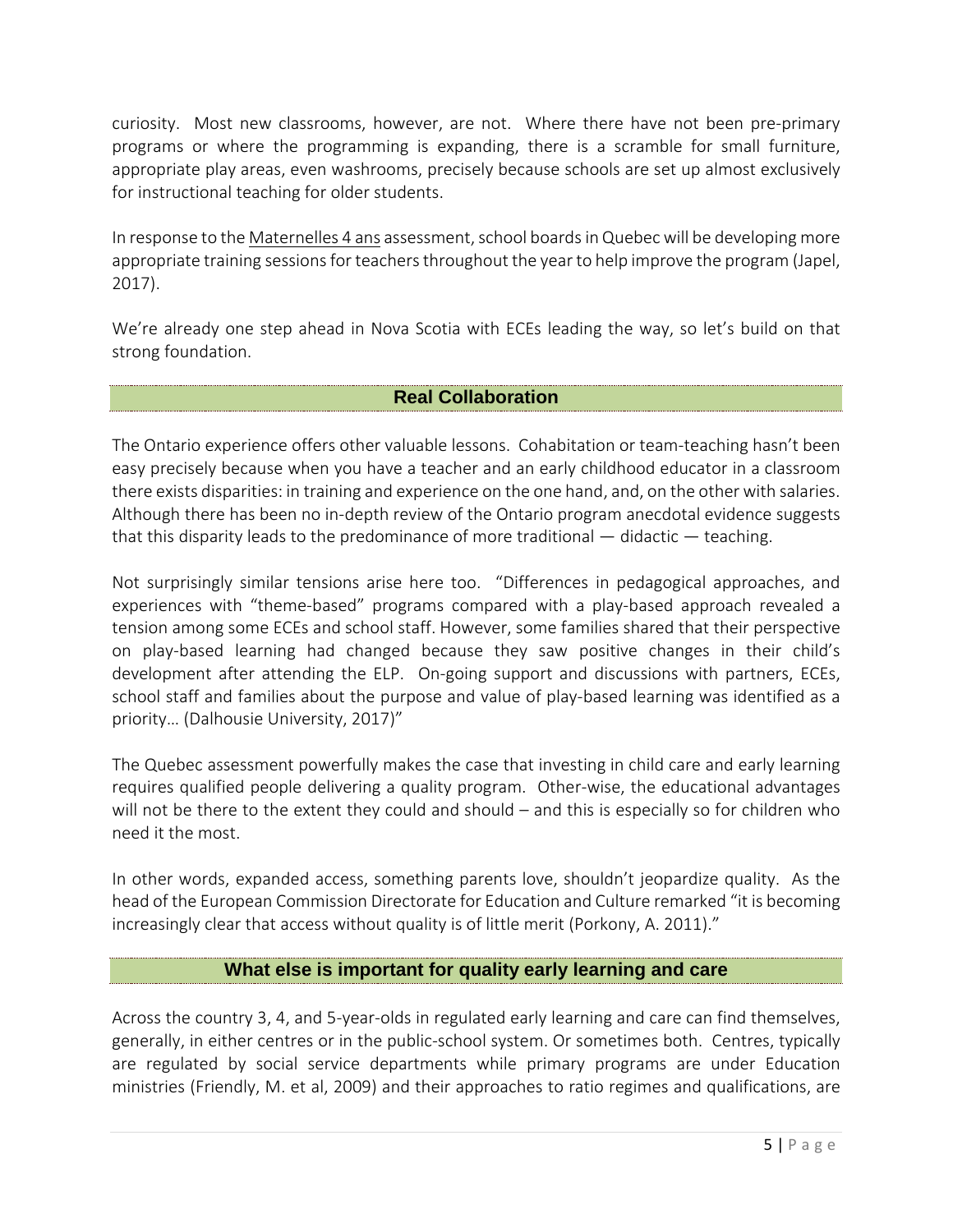curiosity. Most new classrooms, however, are not. Where there have not been pre-primary programs or where the programming is expanding, there is a scramble for small furniture, appropriate play areas, even washrooms, precisely because schools are set up almost exclusively for instructional teaching for older students.

In response to the Maternelles 4 ans assessment, school boards in Quebec will be developing more appropriate training sessions for teachers throughout the year to help improve the program (Japel, 2017).

We're already one step ahead in Nova Scotia with ECEs leading the way, so let's build on that strong foundation.

## Real Collaboration

The Ontario experience offers other valuable lessons. Cohabitation or team-teaching hasn't been easy precisely because when you have a teacher and an early childhood educator in a classroom there exists disparities: in training and experience on the one hand, and, on the other with salaries. Although there has been no in-depth review of the Ontario program anecdotal evidence suggests that this disparity leads to the predominance of more traditional — didactic — teaching.

Not surprisingly similar tensions arise here too. "Differences in pedagogical approaches, and experiences with "theme-based" programs compared with a play-based approach revealed a tension among some ECEs and school staff. However, some families shared that their perspective on play-based learning had changed because they saw positive changes in their child's development after attending the ELP. On-going support and discussions with partners, ECEs, school staff and families about the purpose and value of play-based learning was identified as a priority… (Dalhousie University, 2017)"

The Quebec assessment powerfully makes the case that investing in child care and early learning requires qualified people delivering a quality program. Other-wise, the educational advantages will not be there to the extent they could and should – and this is especially so for children who need it the most.

In other words, expanded access, something parents love, shouldn't jeopardize quality. As the head of the European Commission Directorate for Education and Culture remarked "it is becoming increasingly clear that access without quality is of little merit (Porkony, A. 2011)."

## What else is important for quality early learning and care

Across the country 3, 4, and 5-year-olds in regulated early learning and care can find themselves, generally, in either centres or in the public-school system. Or sometimes both. Centres, typically are regulated by social service departments while primary programs are under Education ministries (Friendly, M. et al, 2009) and their approaches to ratio regimes and qualifications, are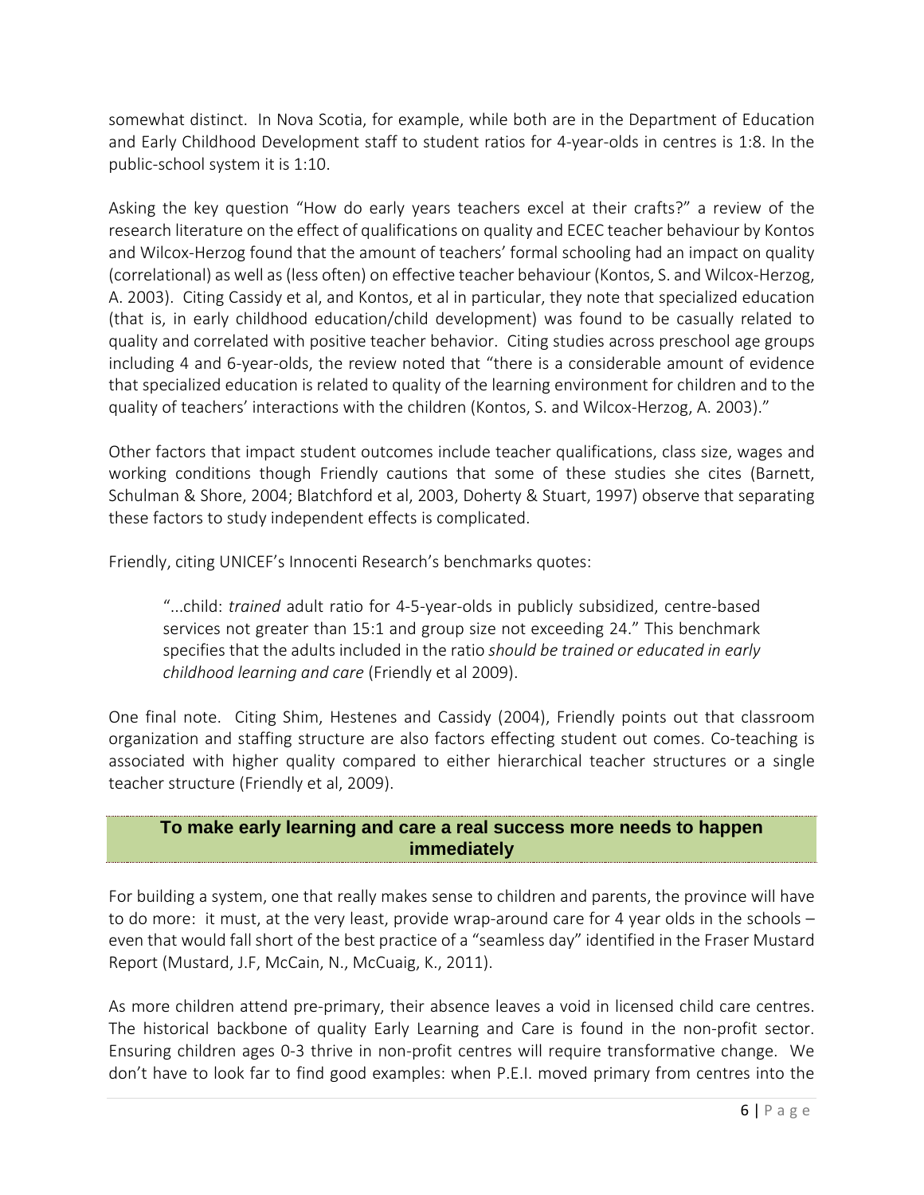somewhat distinct. In Nova Scotia, for example, while both are in the Department of Education and Early Childhood Development staff to student ratios for 4-year-olds in centres is 1:8. In the public-school system it is 1:10.

Asking the key question "How do early years teachers excel at their crafts?" a review of the research literature on the effect of qualifications on quality and ECEC teacher behaviour by Kontos and Wilcox-Herzog found that the amount of teachers' formal schooling had an impact on quality (correlational) as well as (less often) on effective teacher behaviour (Kontos, S. and Wilcox-Herzog, A. 2003). Citing Cassidy et al, and Kontos, et al in particular, they note that specialized education (that is, in early childhood education/child development) was found to be casually related to quality and correlated with positive teacher behavior. Citing studies across preschool age groups including 4 and 6-year-olds, the review noted that "there is a considerable amount of evidence that specialized education is related to quality of the learning environment for children and to the quality of teachers' interactions with the children (Kontos, S. and Wilcox-Herzog, A. 2003)."

Other factors that impact student outcomes include teacher qualifications, class size, wages and working conditions though Friendly cautions that some of these studies she cites (Barnett, Schulman & Shore, 2004; Blatchford et al, 2003, Doherty & Stuart, 1997) observe that separating these factors to study independent effects is complicated.

Friendly, citing UNICEF's Innocenti Research's benchmarks quotes:

> "...child: *trained* adult ratio for 4-5-year-olds in publicly subsidized, centre-based services not greater than 15:1 and group size not exceeding 24." This benchmark specifies that the adults included in the ratio *should be trained or educated in early childhood learning and care* (Friendly et al 2009).

One final note. Citing Shim, Hestenes and Cassidy (2004), Friendly points out that classroom organization and staffing structure are also factors effecting student out comes. Co-teaching is associated with higher quality compared to either hierarchical teacher structures or a single teacher structure (Friendly et al, 2009).

## To make early learning and care a real success more needs to happen immediately

For building a system, one that really makes sense to children and parents, the province will have to do more: it must, at the very least, provide wrap-around care for 4 year olds in the schools – even that would fall short of the best practice of a "seamless day" identified in the Fraser Mustard Report (Mustard, J.F, McCain, N., McCuaig, K., 2011).

As more children attend pre-primary, their absence leaves a void in licensed child care centres. The historical backbone of quality Early Learning and Care is found in the non-profit sector. Ensuring children ages 0-3 thrive in non-profit centres will require transformative change. We don't have to look far to find good examples: when P.E.I. moved primary from centres into the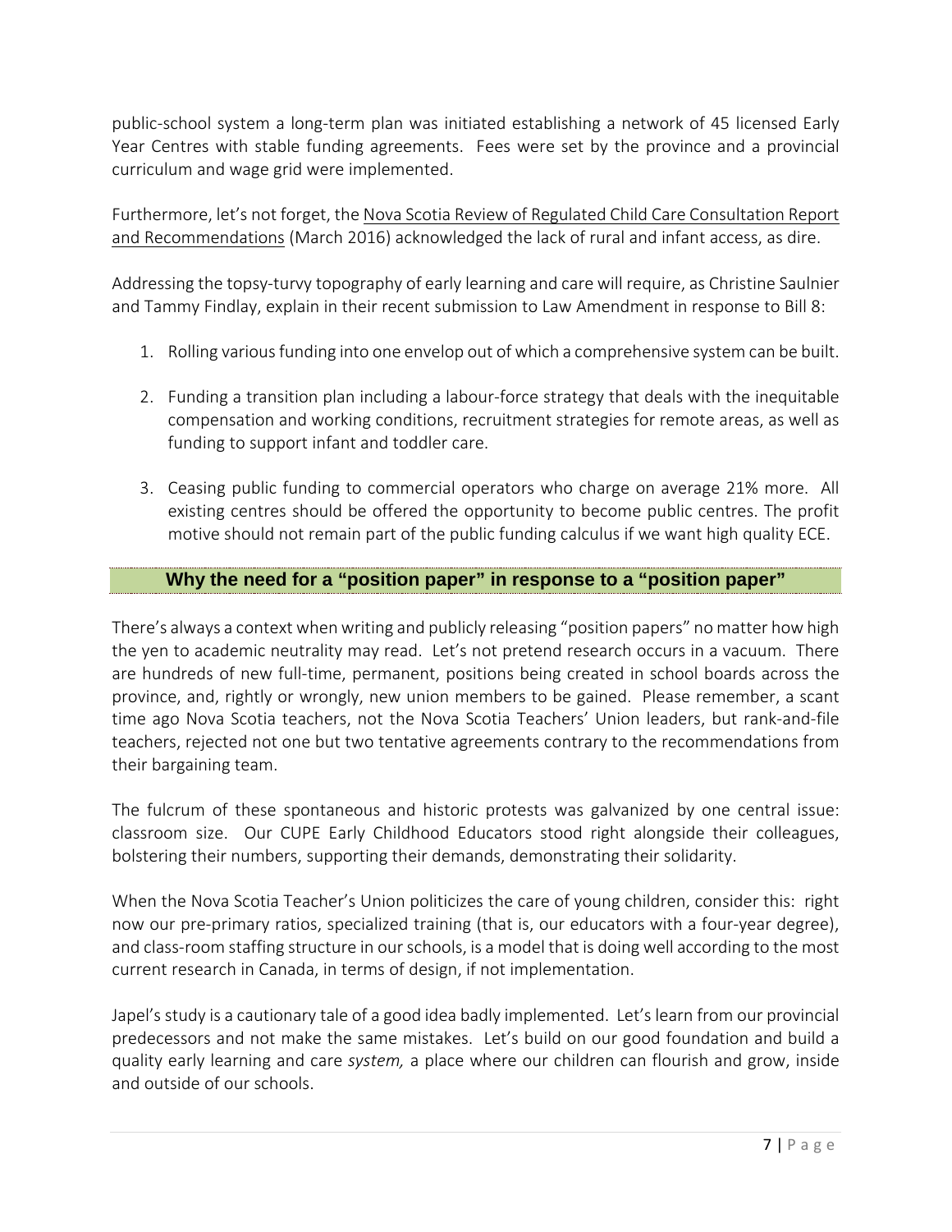public-school system a long-term plan was initiated establishing a network of 45 licensed Early Year Centres with stable funding agreements. Fees were set by the province and a provincial curriculum and wage grid were implemented.

Furthermore, let's not forget, the Nova Scotia Review of Regulated Child Care Consultation Report and Recommendations (March 2016) acknowledged the lack of rural and infant access, as dire.

Addressing the topsy-turvy topography of early learning and care will require, as Christine Saulnier and Tammy Findlay, explain in their recent submission to Law Amendment in response to Bill 8:

1. Rolling various funding into one envelop out of which a comprehensive system can be built.
2. Funding a transition plan including a labour-force strategy that deals with the inequitable compensation and working conditions, recruitment strategies for remote areas, as well as funding to support infant and toddler care.
3. Ceasing public funding to commercial operators who charge on average 21% more. All existing centres should be offered the opportunity to become public centres. The profit motive should not remain part of the public funding calculus if we want high quality ECE.

## Why the need for a "position paper" in response to a "position paper"

There's always a context when writing and publicly releasing "position papers" no matter how high the yen to academic neutrality may read. Let's not pretend research occurs in a vacuum. There are hundreds of new full-time, permanent, positions being created in school boards across the province, and, rightly or wrongly, new union members to be gained. Please remember, a scant time ago Nova Scotia teachers, not the Nova Scotia Teachers' Union leaders, but rank-and-file teachers, rejected not one but two tentative agreements contrary to the recommendations from their bargaining team.

The fulcrum of these spontaneous and historic protests was galvanized by one central issue: classroom size. Our CUPE Early Childhood Educators stood right alongside their colleagues, bolstering their numbers, supporting their demands, demonstrating their solidarity.

When the Nova Scotia Teacher's Union politicizes the care of young children, consider this: right now our pre-primary ratios, specialized training (that is, our educators with a four-year degree), and class-room staffing structure in our schools, is a model that is doing well according to the most current research in Canada, in terms of design, if not implementation.

Japel's study is a cautionary tale of a good idea badly implemented. Let's learn from our provincial predecessors and not make the same mistakes. Let's build on our good foundation and build a quality early learning and care *system,* a place where our children can flourish and grow, inside and outside of our schools.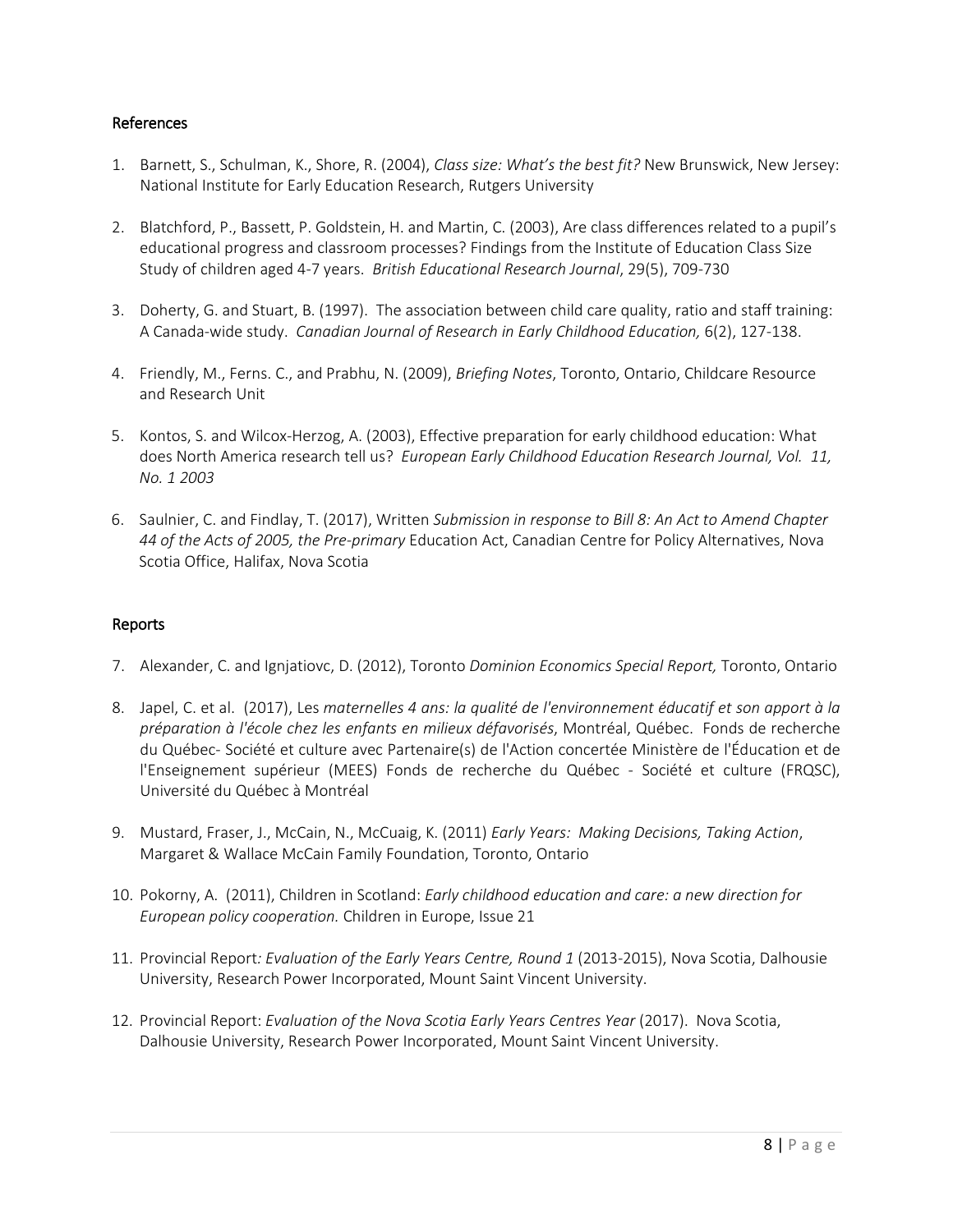## References

1. Barnett, S., Schulman, K., Shore, R. (2004), *Class size: What's the best fit?* New Brunswick, New Jersey: National Institute for Early Education Research, Rutgers University

2. Blatchford, P., Bassett, P. Goldstein, H. and Martin, C. (2003), Are class differences related to a pupil's educational progress and classroom processes? Findings from the Institute of Education Class Size Study of children aged 4-7 years. *British Educational Research Journal*, 29(5), 709-730

3. Doherty, G. and Stuart, B. (1997). The association between child care quality, ratio and staff training: A Canada-wide study. *Canadian Journal of Research in Early Childhood Education,* 6(2), 127-138.

4. Friendly, M., Ferns. C., and Prabhu, N. (2009), *Briefing Notes*, Toronto, Ontario, Childcare Resource and Research Unit

5. Kontos, S. and Wilcox-Herzog, A. (2003), Effective preparation for early childhood education: What does North America research tell us? *European Early Childhood Education Research Journal, Vol. 11, No. 1 2003*

6. Saulnier, C. and Findlay, T. (2017), Written *Submission in response to Bill 8: An Act to Amend Chapter 44 of the Acts of 2005, the Pre-primary* Education Act, Canadian Centre for Policy Alternatives, Nova Scotia Office, Halifax, Nova Scotia

## Reports

7. Alexander, C. and Ignjatiovc, D. (2012), Toronto *Dominion Economics Special Report,* Toronto, Ontario

8. Japel, C. et al. (2017), Les *maternelles 4 ans: la qualité de l'environnement éducatif et son apport à la préparation à l'école chez les enfants en milieux défavorisés*, Montréal, Québec. Fonds de recherche du Québec- Société et culture avec Partenaire(s) de l'Action concertée Ministère de l'Éducation et de l'Enseignement supérieur (MEES) Fonds de recherche du Québec - Société et culture (FRQSC), Université du Québec à Montréal

9. Mustard, Fraser, J., McCain, N., McCuaig, K. (2011) *Early Years: Making Decisions, Taking Action*, Margaret & Wallace McCain Family Foundation, Toronto, Ontario

10. Pokorny, A. (2011), Children in Scotland: *Early childhood education and care: a new direction for European policy cooperation.* Children in Europe, Issue 21

11. Provincial Report*: Evaluation of the Early Years Centre, Round 1* (2013-2015), Nova Scotia, Dalhousie University, Research Power Incorporated, Mount Saint Vincent University.

12. Provincial Report: *Evaluation of the Nova Scotia Early Years Centres Year* (2017). Nova Scotia, Dalhousie University, Research Power Incorporated, Mount Saint Vincent University.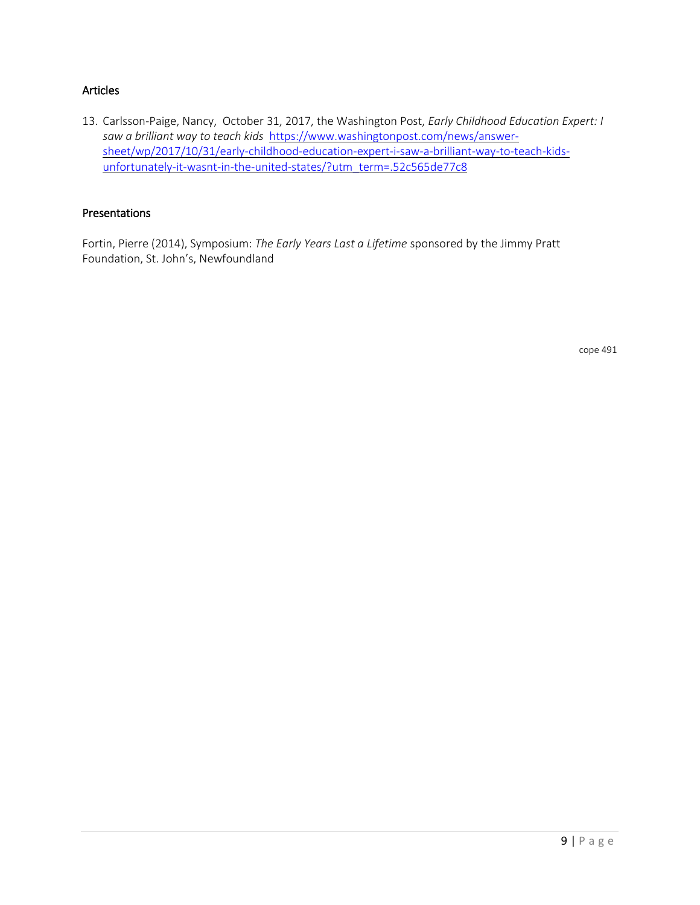### Articles

13. Carlsson-Paige, Nancy, October 31, 2017, the Washington Post, *Early Childhood Education Expert: I saw a brilliant way to teach kids* [https://www.washingtonpost.com/news/answer-sheet/wp/2017/10/31/early-childhood-education-expert-i-saw-a-brilliant-way-to-teach-kids-unfortunately-it-wasnt-in-the-united-states/?utm_term=.52c565de77c8](https://www.washingtonpost.com/news/answer-sheet/wp/2017/10/31/early-childhood-education-expert-i-saw-a-brilliant-way-to-teach-kids-unfortunately-it-wasnt-in-the-united-states/?utm_term=.52c565de77c8)

### Presentations

Fortin, Pierre (2014), Symposium: *The Early Years Last a Lifetime* sponsored by the Jimmy Pratt Foundation, St. John's, Newfoundland

cope 491